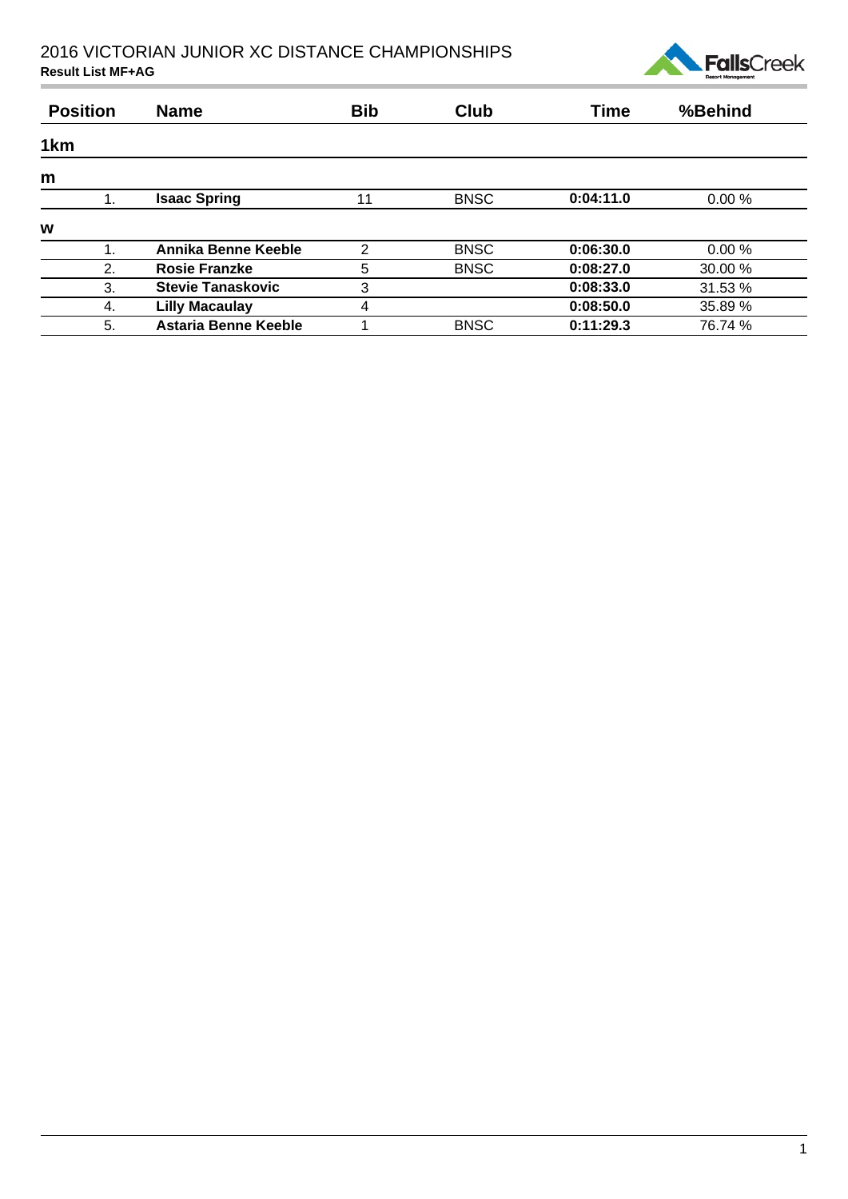# 2016 VICTORIAN JUNIOR XC DISTANCE CHAMPIONSHIPS

**Result List MF+AG**

| Position | Name | Bib | Club | Time | %Behind |
|---|---|---|---|---|---|
| **1km** | | | | | |
| **m** | | | | | |
| 1. | **Isaac Spring** | 11 | BNSC | **0:04:11.0** | 0.00 % |
| **w** | | | | | |
| 1. | **Annika Benne Keeble** | 2 | BNSC | **0:06:30.0** | 0.00 % |
| 2. | **Rosie Franzke** | 5 | BNSC | **0:08:27.0** | 30.00 % |
| 3. | **Stevie Tanaskovic** | 3 | | **0:08:33.0** | 31.53 % |
| 4. | **Lilly Macaulay** | 4 | | **0:08:50.0** | 35.89 % |
| 5. | **Astaria Benne Keeble** | 1 | BNSC | **0:11:29.3** | 76.74 % |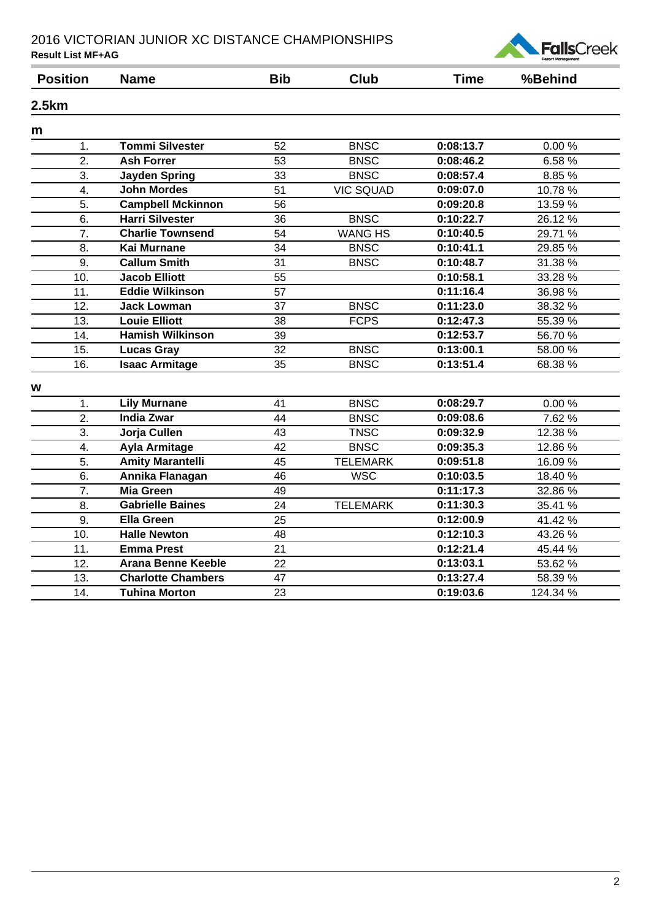# 2016 VICTORIAN JUNIOR XC DISTANCE CHAMPIONSHIPS

**Result List MF+AG**

## 2.5km

### m

| Position | Name | Bib | Club | Time | %Behind |
|---|---|---|---|---|---|
| 1. | **Tommi Silvester** | 52 | BNSC | **0:08:13.7** | 0.00 % |
| 2. | **Ash Forrer** | 53 | BNSC | **0:08:46.2** | 6.58 % |
| 3. | **Jayden Spring** | 33 | BNSC | **0:08:57.4** | 8.85 % |
| 4. | **John Mordes** | 51 | VIC SQUAD | **0:09:07.0** | 10.78 % |
| 5. | **Campbell Mckinnon** | 56 | | **0:09:20.8** | 13.59 % |
| 6. | **Harri Silvester** | 36 | BNSC | **0:10:22.7** | 26.12 % |
| 7. | **Charlie Townsend** | 54 | WANG HS | **0:10:40.5** | 29.71 % |
| 8. | **Kai Murnane** | 34 | BNSC | **0:10:41.1** | 29.85 % |
| 9. | **Callum Smith** | 31 | BNSC | **0:10:48.7** | 31.38 % |
| 10. | **Jacob Elliott** | 55 | | **0:10:58.1** | 33.28 % |
| 11. | **Eddie Wilkinson** | 57 | | **0:11:16.4** | 36.98 % |
| 12. | **Jack Lowman** | 37 | BNSC | **0:11:23.0** | 38.32 % |
| 13. | **Louie Elliott** | 38 | FCPS | **0:12:47.3** | 55.39 % |
| 14. | **Hamish Wilkinson** | 39 | | **0:12:53.7** | 56.70 % |
| 15. | **Lucas Gray** | 32 | BNSC | **0:13:00.1** | 58.00 % |
| 16. | **Isaac Armitage** | 35 | BNSC | **0:13:51.4** | 68.38 % |

### w

| Position | Name | Bib | Club | Time | %Behind |
|---|---|---|---|---|---|
| 1. | **Lily Murnane** | 41 | BNSC | **0:08:29.7** | 0.00 % |
| 2. | **India Zwar** | 44 | BNSC | **0:09:08.6** | 7.62 % |
| 3. | **Jorja Cullen** | 43 | TNSC | **0:09:32.9** | 12.38 % |
| 4. | **Ayla Armitage** | 42 | BNSC | **0:09:35.3** | 12.86 % |
| 5. | **Amity Marantelli** | 45 | TELEMARK | **0:09:51.8** | 16.09 % |
| 6. | **Annika Flanagan** | 46 | WSC | **0:10:03.5** | 18.40 % |
| 7. | **Mia Green** | 49 | | **0:11:17.3** | 32.86 % |
| 8. | **Gabrielle Baines** | 24 | TELEMARK | **0:11:30.3** | 35.41 % |
| 9. | **Ella Green** | 25 | | **0:12:00.9** | 41.42 % |
| 10. | **Halle Newton** | 48 | | **0:12:10.3** | 43.26 % |
| 11. | **Emma Prest** | 21 | | **0:12:21.4** | 45.44 % |
| 12. | **Arana Benne Keeble** | 22 | | **0:13:03.1** | 53.62 % |
| 13. | **Charlotte Chambers** | 47 | | **0:13:27.4** | 58.39 % |
| 14. | **Tuhina Morton** | 23 | | **0:19:03.6** | 124.34 % |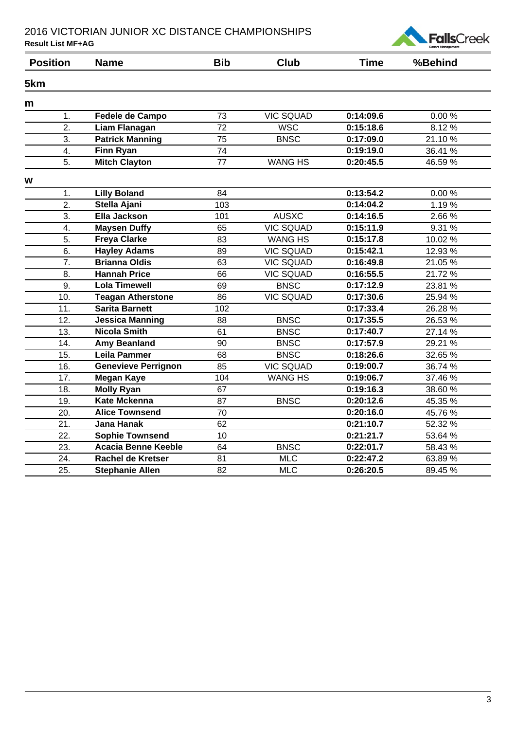# 2016 VICTORIAN JUNIOR XC DISTANCE CHAMPIONSHIPS

**Result List MF+AG**

| Position | Name | Bib | Club | Time | %Behind |
|---|---|---|---|---|---|
| **5km** | | | | | |
| **m** | | | | | |
| 1. | **Fedele de Campo** | 73 | VIC SQUAD | **0:14:09.6** | 0.00 % |
| 2. | **Liam Flanagan** | 72 | WSC | **0:15:18.6** | 8.12 % |
| 3. | **Patrick Manning** | 75 | BNSC | **0:17:09.0** | 21.10 % |
| 4. | **Finn Ryan** | 74 | | **0:19:19.0** | 36.41 % |
| 5. | **Mitch Clayton** | 77 | WANG HS | **0:20:45.5** | 46.59 % |
| **w** | | | | | |
| 1. | **Lilly Boland** | 84 | | **0:13:54.2** | 0.00 % |
| 2. | **Stella Ajani** | 103 | | **0:14:04.2** | 1.19 % |
| 3. | **Ella Jackson** | 101 | AUSXC | **0:14:16.5** | 2.66 % |
| 4. | **Maysen Duffy** | 65 | VIC SQUAD | **0:15:11.9** | 9.31 % |
| 5. | **Freya Clarke** | 83 | WANG HS | **0:15:17.8** | 10.02 % |
| 6. | **Hayley Adams** | 89 | VIC SQUAD | **0:15:42.1** | 12.93 % |
| 7. | **Brianna Oldis** | 63 | VIC SQUAD | **0:16:49.8** | 21.05 % |
| 8. | **Hannah Price** | 66 | VIC SQUAD | **0:16:55.5** | 21.72 % |
| 9. | **Lola Timewell** | 69 | BNSC | **0:17:12.9** | 23.81 % |
| 10. | **Teagan Atherstone** | 86 | VIC SQUAD | **0:17:30.6** | 25.94 % |
| 11. | **Sarita Barnett** | 102 | | **0:17:33.4** | 26.28 % |
| 12. | **Jessica Manning** | 88 | BNSC | **0:17:35.5** | 26.53 % |
| 13. | **Nicola Smith** | 61 | BNSC | **0:17:40.7** | 27.14 % |
| 14. | **Amy Beanland** | 90 | BNSC | **0:17:57.9** | 29.21 % |
| 15. | **Leila Pammer** | 68 | BNSC | **0:18:26.6** | 32.65 % |
| 16. | **Genevieve Perrignon** | 85 | VIC SQUAD | **0:19:00.7** | 36.74 % |
| 17. | **Megan Kaye** | 104 | WANG HS | **0:19:06.7** | 37.46 % |
| 18. | **Molly Ryan** | 67 | | **0:19:16.3** | 38.60 % |
| 19. | **Kate Mckenna** | 87 | BNSC | **0:20:12.6** | 45.35 % |
| 20. | **Alice Townsend** | 70 | | **0:20:16.0** | 45.76 % |
| 21. | **Jana Hanak** | 62 | | **0:21:10.7** | 52.32 % |
| 22. | **Sophie Townsend** | 10 | | **0:21:21.7** | 53.64 % |
| 23. | **Acacia Benne Keeble** | 64 | BNSC | **0:22:01.7** | 58.43 % |
| 24. | **Rachel de Kretser** | 81 | MLC | **0:22:47.2** | 63.89 % |
| 25. | **Stephanie Allen** | 82 | MLC | **0:26:20.5** | 89.45 % |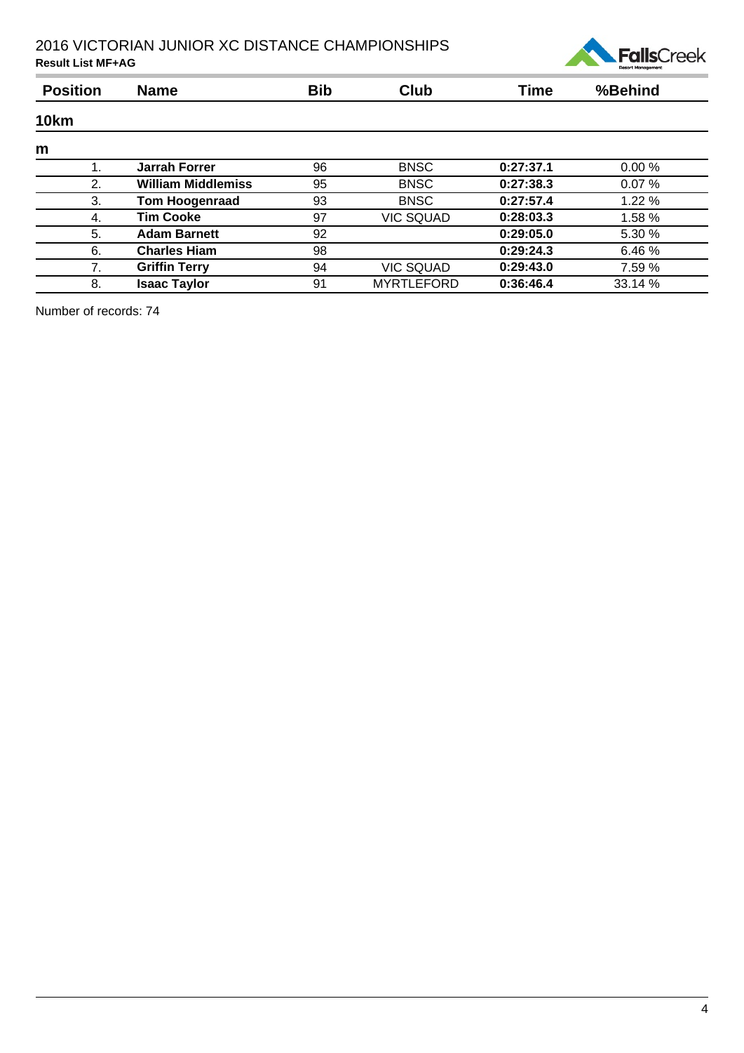2016 VICTORIAN JUNIOR XC DISTANCE CHAMPIONSHIPS

**Result List MF+AG**

| Position | Name | Bib | Club | Time | %Behind |
|---|---|---|---|---|---|
| **10km** | | | | | |
| **m** | | | | | |
| 1. | **Jarrah Forrer** | 96 | BNSC | **0:27:37.1** | 0.00 % |
| 2. | **William Middlemiss** | 95 | BNSC | **0:27:38.3** | 0.07 % |
| 3. | **Tom Hoogenraad** | 93 | BNSC | **0:27:57.4** | 1.22 % |
| 4. | **Tim Cooke** | 97 | VIC SQUAD | **0:28:03.3** | 1.58 % |
| 5. | **Adam Barnett** | 92 | | **0:29:05.0** | 5.30 % |
| 6. | **Charles Hiam** | 98 | | **0:29:24.3** | 6.46 % |
| 7. | **Griffin Terry** | 94 | VIC SQUAD | **0:29:43.0** | 7.59 % |
| 8. | **Isaac Taylor** | 91 | MYRTLEFORD | **0:36:46.4** | 33.14 % |

Number of records: 74